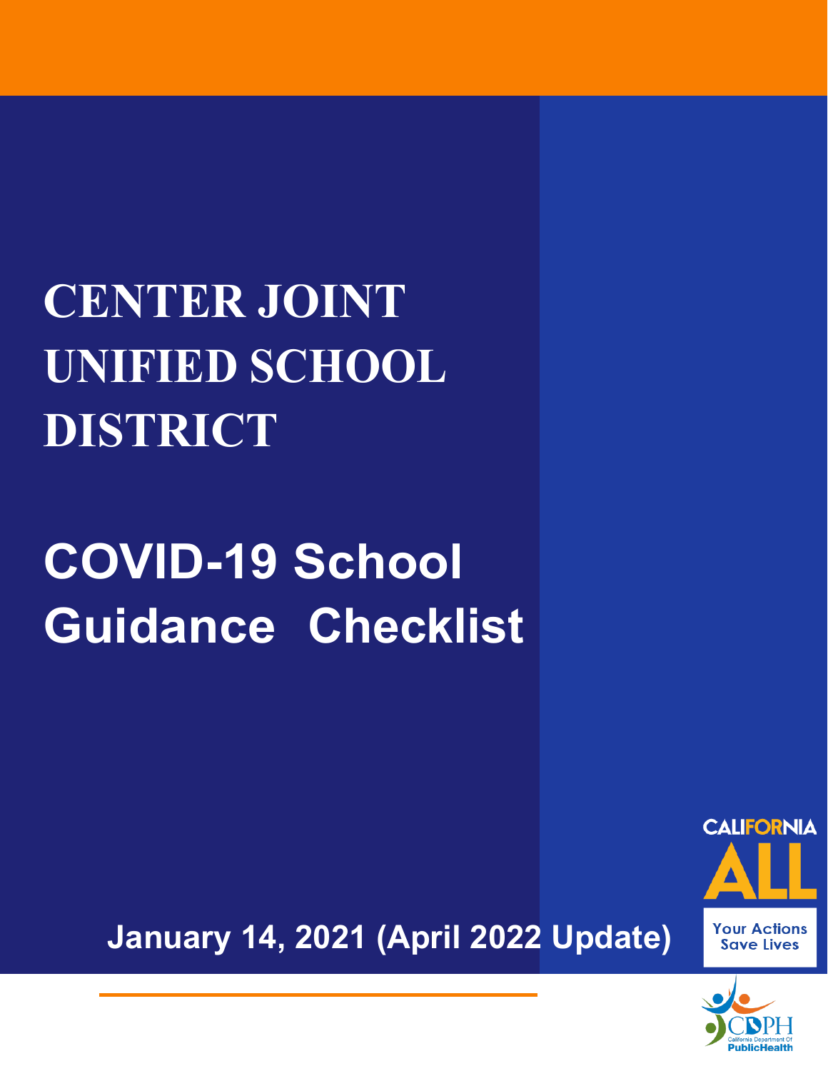# CENTER JOINT UNIFIED SCHOOL DISTRICT

# COVID-19 School Guidance Checklist

January 14, 2021 (April 2022 Update)

CALIFORNIA ALL

Your Actions Save Lives

CDPH California Department Of PublicHealth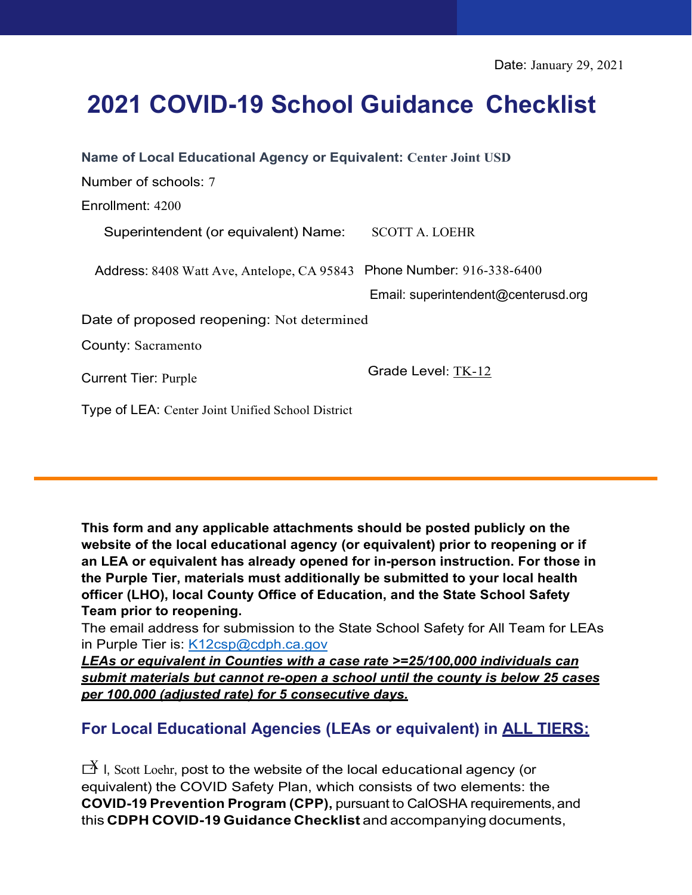Date: January 29, 2021

# 2021 COVID-19 School Guidance Checklist

**Name of Local Educational Agency or Equivalent:** Center Joint USD

Number of schools: 7

Enrollment: 4200

Superintendent (or equivalent) Name: SCOTT A. LOEHR

Address: 8408 Watt Ave, Antelope, CA 95843

Phone Number: 916-338-6400

Email: superintendent@centerusd.org

Date of proposed reopening: Not determined

County: Sacramento

Current Tier: Purple

Grade Level: TK-12

Type of LEA: Center Joint Unified School District

---

**This form and any applicable attachments should be posted publicly on the website of the local educational agency (or equivalent) prior to reopening or if an LEA or equivalent has already opened for in-person instruction. For those in the Purple Tier, materials must additionally be submitted to your local health officer (LHO), local County Office of Education, and the State School Safety Team prior to reopening.**

The email address for submission to the State School Safety for All Team for LEAs in Purple Tier is: K12csp@cdph.ca.gov

***LEAs or equivalent in Counties with a case rate >=25/100,000 individuals can submit materials but cannot re-open a school until the county is below 25 cases per 100,000 (adjusted rate) for 5 consecutive days.***

## For Local Educational Agencies (LEAs or equivalent) in ALL TIERS:

☒ I, Scott Loehr, post to the website of the local educational agency (or equivalent) the COVID Safety Plan, which consists of two elements: the **COVID-19 Prevention Program (CPP),** pursuant to CalOSHA requirements, and this **CDPH COVID-19 Guidance Checklist** and accompanying documents,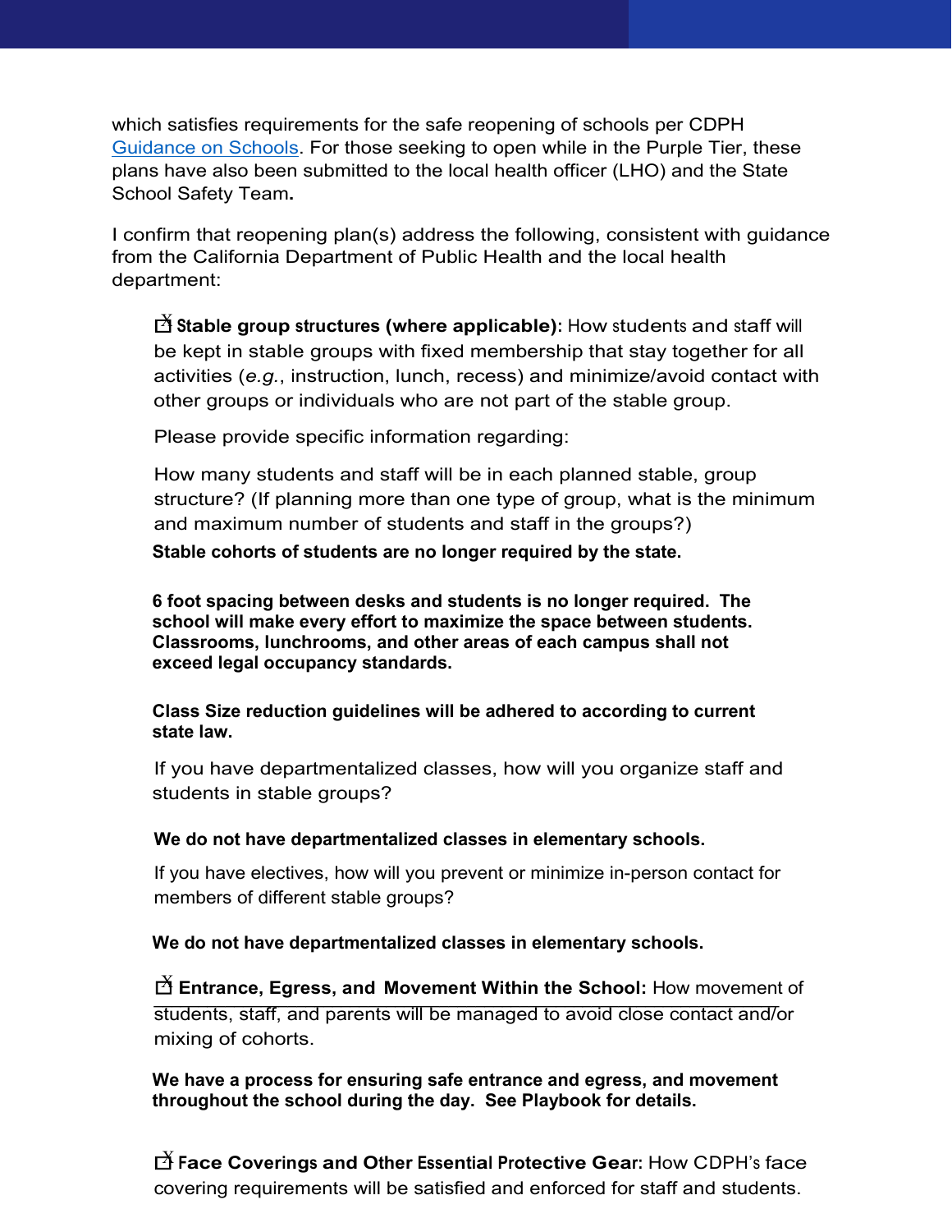which satisfies requirements for the safe reopening of schools per CDPH [Guidance on Schools](). For those seeking to open while in the Purple Tier, these plans have also been submitted to the local health officer (LHO) and the State School Safety Team**.**

I confirm that reopening plan(s) address the following, consistent with guidance from the California Department of Public Health and the local health department:

- ☒ **Stable group structures (where applicable):** How students and staff will be kept in stable groups with fixed membership that stay together for all activities (*e.g.*, instruction, lunch, recess) and minimize/avoid contact with other groups or individuals who are not part of the stable group.

  Please provide specific information regarding:

  How many students and staff will be in each planned stable, group structure? (If planning more than one type of group, what is the minimum and maximum number of students and staff in the groups?)

  **Stable cohorts of students are no longer required by the state.**

  **6 foot spacing between desks and students is no longer required. The school will make every effort to maximize the space between students. Classrooms, lunchrooms, and other areas of each campus shall not exceed legal occupancy standards.**

  **Class Size reduction guidelines will be adhered to according to current state law.**

  If you have departmentalized classes, how will you organize staff and students in stable groups?

  **We do not have departmentalized classes in elementary schools.**

  If you have electives, how will you prevent or minimize in-person contact for members of different stable groups?

  **We do not have departmentalized classes in elementary schools.**

- ☒ **Entrance, Egress, and Movement Within the School:** How movement of students, staff, and parents will be managed to avoid close contact and/or mixing of cohorts.

  **We have a process for ensuring safe entrance and egress, and movement throughout the school during the day. See Playbook for details.**

- ☒ **Face Coverings and Other Essential Protective Gear:** How CDPH's face covering requirements will be satisfied and enforced for staff and students.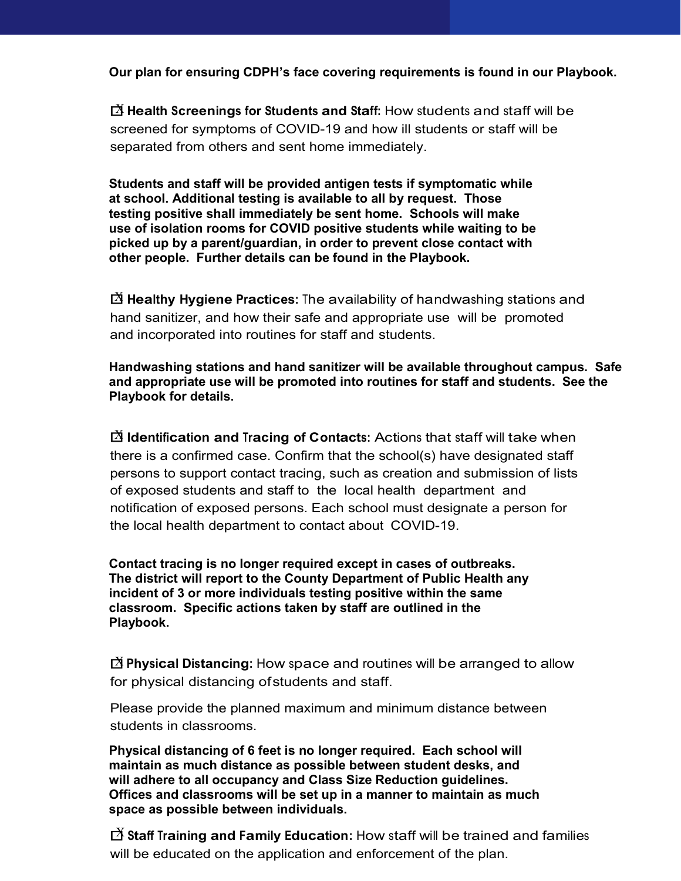**Our plan for ensuring CDPH's face covering requirements is found in our Playbook.**

☑ **Health Screenings for Students and Staff:** How students and staff will be screened for symptoms of COVID-19 and how ill students or staff will be separated from others and sent home immediately.

**Students and staff will be provided antigen tests if symptomatic while at school. Additional testing is available to all by request. Those testing positive shall immediately be sent home. Schools will make use of isolation rooms for COVID positive students while waiting to be picked up by a parent/guardian, in order to prevent close contact with other people. Further details can be found in the Playbook.**

☑ **Healthy Hygiene Practices:** The availability of handwashing stations and hand sanitizer, and how their safe and appropriate use will be promoted and incorporated into routines for staff and students.

**Handwashing stations and hand sanitizer will be available throughout campus. Safe and appropriate use will be promoted into routines for staff and students. See the Playbook for details.**

☑ **Identification and Tracing of Contacts:** Actions that staff will take when there is a confirmed case. Confirm that the school(s) have designated staff persons to support contact tracing, such as creation and submission of lists of exposed students and staff to the local health department and notification of exposed persons. Each school must designate a person for the local health department to contact about COVID-19.

**Contact tracing is no longer required except in cases of outbreaks. The district will report to the County Department of Public Health any incident of 3 or more individuals testing positive within the same classroom. Specific actions taken by staff are outlined in the Playbook.**

☑ **Physical Distancing:** How space and routines will be arranged to allow for physical distancing of students and staff.

Please provide the planned maximum and minimum distance between students in classrooms.

**Physical distancing of 6 feet is no longer required. Each school will maintain as much distance as possible between student desks, and will adhere to all occupancy and Class Size Reduction guidelines. Offices and classrooms will be set up in a manner to maintain as much space as possible between individuals.**

☑ **Staff Training and Family Education:** How staff will be trained and families will be educated on the application and enforcement of the plan.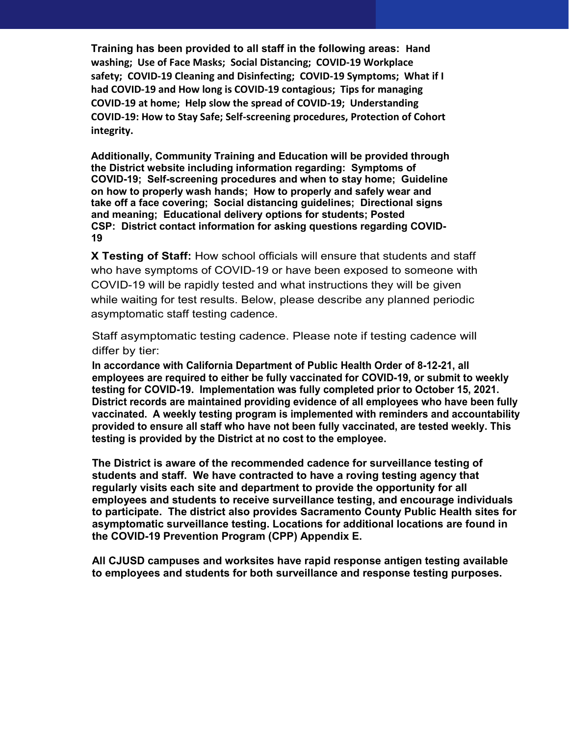**Training has been provided to all staff in the following areas: Hand washing; Use of Face Masks; Social Distancing; COVID-19 Workplace safety; COVID-19 Cleaning and Disinfecting; COVID-19 Symptoms; What if I had COVID-19 and How long is COVID-19 contagious; Tips for managing COVID-19 at home; Help slow the spread of COVID-19; Understanding COVID-19: How to Stay Safe; Self-screening procedures, Protection of Cohort integrity.**

**Additionally, Community Training and Education will be provided through the District website including information regarding: Symptoms of COVID-19; Self-screening procedures and when to stay home; Guideline on how to properly wash hands; How to properly and safely wear and take off a face covering; Social distancing guidelines; Directional signs and meaning; Educational delivery options for students; Posted CSP: District contact information for asking questions regarding COVID-19**

**X Testing of Staff:** How school officials will ensure that students and staff who have symptoms of COVID-19 or have been exposed to someone with COVID-19 will be rapidly tested and what instructions they will be given while waiting for test results. Below, please describe any planned periodic asymptomatic staff testing cadence.

Staff asymptomatic testing cadence. Please note if testing cadence will differ by tier:

**In accordance with California Department of Public Health Order of 8-12-21, all employees are required to either be fully vaccinated for COVID-19, or submit to weekly testing for COVID-19. Implementation was fully completed prior to October 15, 2021. District records are maintained providing evidence of all employees who have been fully vaccinated. A weekly testing program is implemented with reminders and accountability provided to ensure all staff who have not been fully vaccinated, are tested weekly. This testing is provided by the District at no cost to the employee.**

**The District is aware of the recommended cadence for surveillance testing of students and staff. We have contracted to have a roving testing agency that regularly visits each site and department to provide the opportunity for all employees and students to receive surveillance testing, and encourage individuals to participate. The district also provides Sacramento County Public Health sites for asymptomatic surveillance testing. Locations for additional locations are found in the COVID-19 Prevention Program (CPP) Appendix E.**

**All CJUSD campuses and worksites have rapid response antigen testing available to employees and students for both surveillance and response testing purposes.**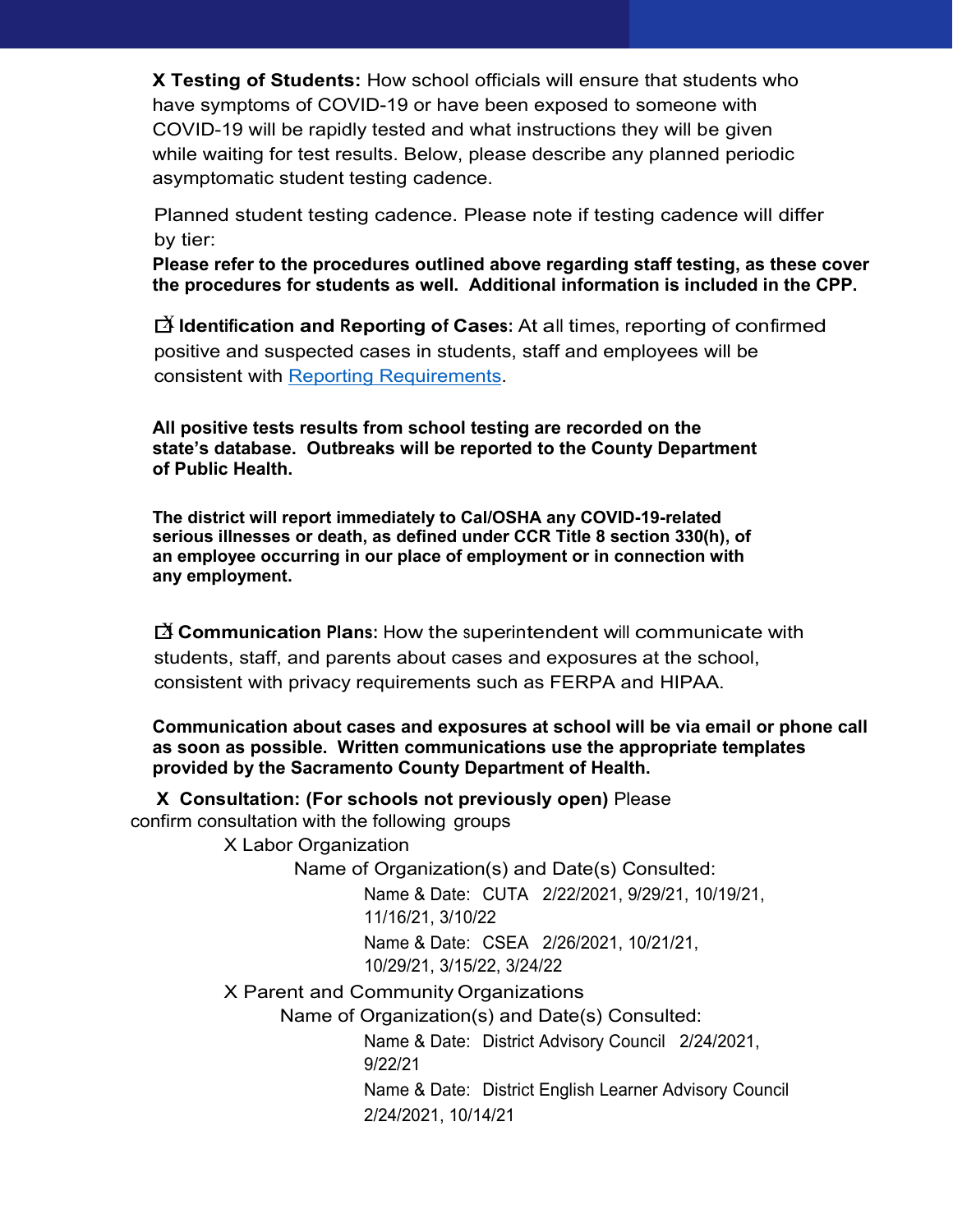**X Testing of Students:** How school officials will ensure that students who have symptoms of COVID-19 or have been exposed to someone with COVID-19 will be rapidly tested and what instructions they will be given while waiting for test results. Below, please describe any planned periodic asymptomatic student testing cadence.

Planned student testing cadence. Please note if testing cadence will differ by tier:

**Please refer to the procedures outlined above regarding staff testing, as these cover the procedures for students as well. Additional information is included in the CPP.**

☒ **Identification and Reporting of Cases:** At all times, reporting of confirmed positive and suspected cases in students, staff and employees will be consistent with [Reporting Requirements].

**All positive tests results from school testing are recorded on the state's database. Outbreaks will be reported to the County Department of Public Health.**

**The district will report immediately to Cal/OSHA any COVID-19-related serious illnesses or death, as defined under CCR Title 8 section 330(h), of an employee occurring in our place of employment or in connection with any employment.**

☒ **Communication Plans:** How the superintendent will communicate with students, staff, and parents about cases and exposures at the school, consistent with privacy requirements such as FERPA and HIPAA.

**Communication about cases and exposures at school will be via email or phone call as soon as possible. Written communications use the appropriate templates provided by the Sacramento County Department of Health.**

**X Consultation: (For schools not previously open)** Please confirm consultation with the following groups

- X Labor Organization
  - Name of Organization(s) and Date(s) Consulted:
    - Name & Date: CUTA 2/22/2021, 9/29/21, 10/19/21, 11/16/21, 3/10/22
    - Name & Date: CSEA 2/26/2021, 10/21/21, 10/29/21, 3/15/22, 3/24/22
- X Parent and Community Organizations
  - Name of Organization(s) and Date(s) Consulted:
    - Name & Date: District Advisory Council 2/24/2021, 9/22/21
    - Name & Date: District English Learner Advisory Council 2/24/2021, 10/14/21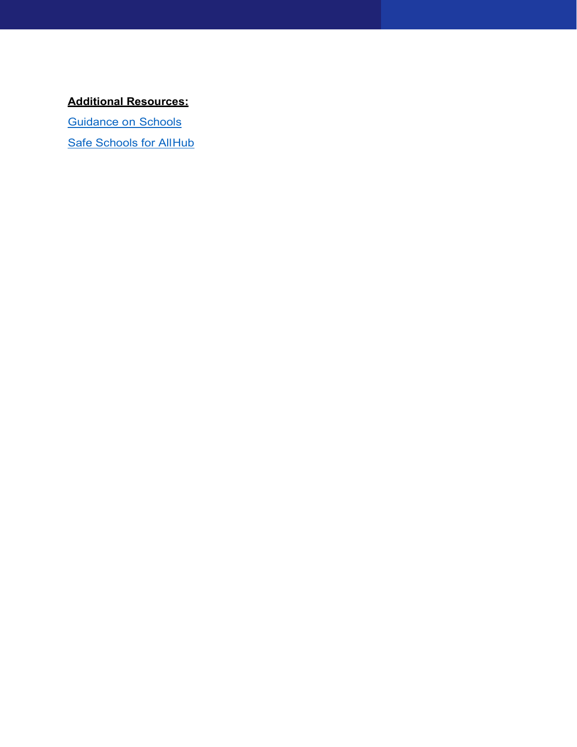**Additional Resources:**

Guidance on Schools

Safe Schools for AllHub